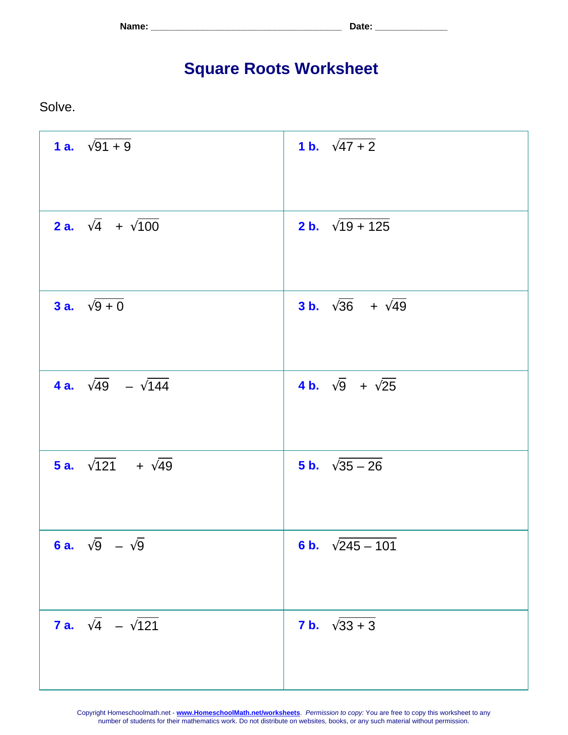Name: ____________________________________ Date: _____________

# Square Roots Worksheet

Solve.

| | |
|---|---|
| **1 a.** $\sqrt{91 + 9}$ | **1 b.** $\sqrt{47 + 2}$ |
| **2 a.** $\sqrt{4} + \sqrt{100}$ | **2 b.** $\sqrt{19 + 125}$ |
| **3 a.** $\sqrt{9 + 0}$ | **3 b.** $\sqrt{36} + \sqrt{49}$ |
| **4 a.** $\sqrt{49} - \sqrt{144}$ | **4 b.** $\sqrt{9} + \sqrt{25}$ |
| **5 a.** $\sqrt{121} + \sqrt{49}$ | **5 b.** $\sqrt{35 - 26}$ |
| **6 a.** $\sqrt{9} - \sqrt{9}$ | **6 b.** $\sqrt{245 - 101}$ |
| **7 a.** $\sqrt{4} - \sqrt{121}$ | **7 b.** $\sqrt{33 + 3}$ |

Copyright Homeschoolmath.net - **www.HomeschoolMath.net/worksheets**. *Permission to copy:* You are free to copy this worksheet to any number of students for their mathematics work. Do not distribute on websites, books, or any such material without permission.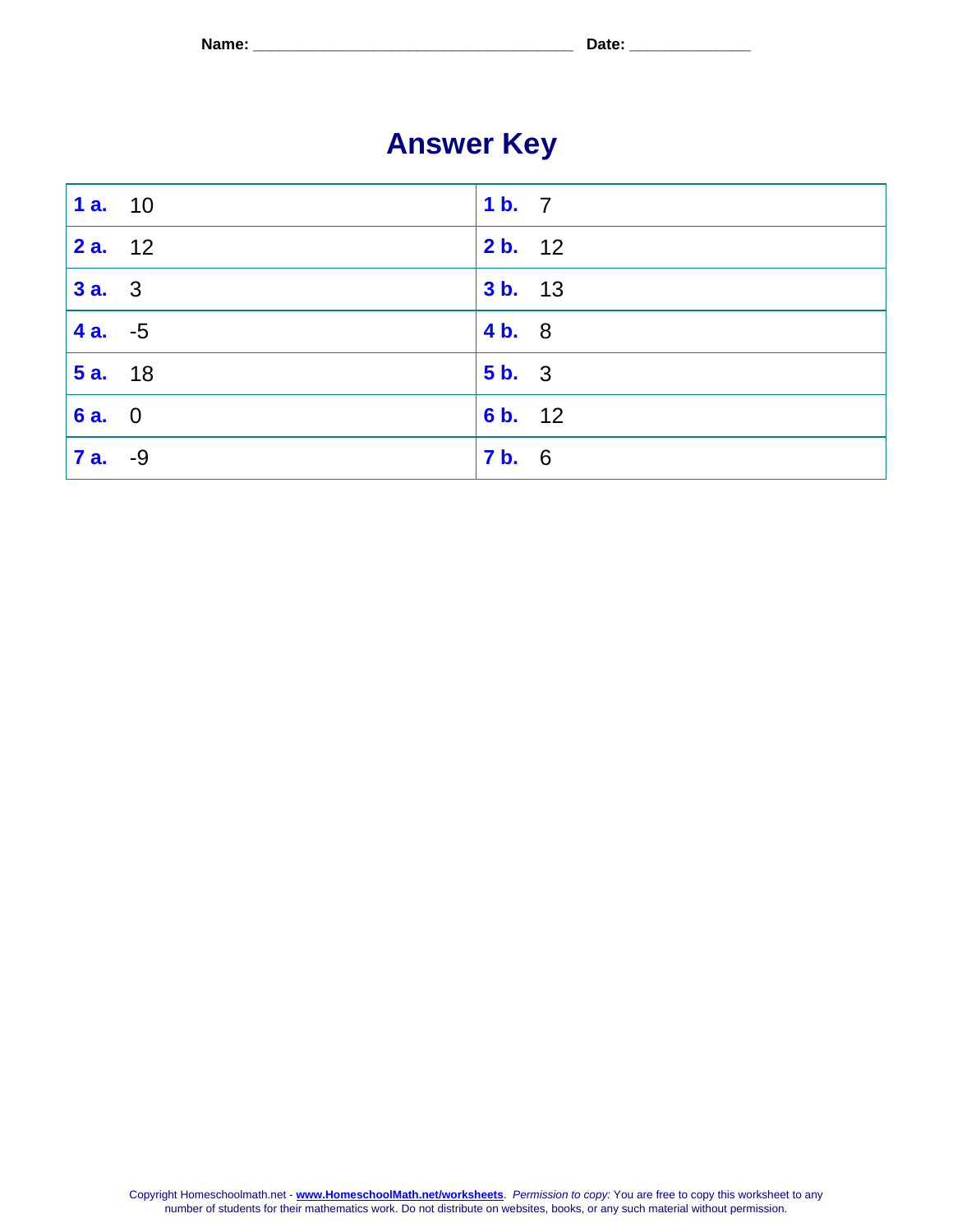Name: ____________________________________ Date: _____________

# Answer Key

| | |
|---|---|
| **1 a.** 10 | **1 b.** 7 |
| **2 a.** 12 | **2 b.** 12 |
| **3 a.** 3 | **3 b.** 13 |
| **4 a.** -5 | **4 b.** 8 |
| **5 a.** 18 | **5 b.** 3 |
| **6 a.** 0 | **6 b.** 12 |
| **7 a.** -9 | **7 b.** 6 |

Copyright Homeschoolmath.net - **www.HomeschoolMath.net/worksheets**. *Permission to copy:* You are free to copy this worksheet to any number of students for their mathematics work. Do not distribute on websites, books, or any such material without permission.